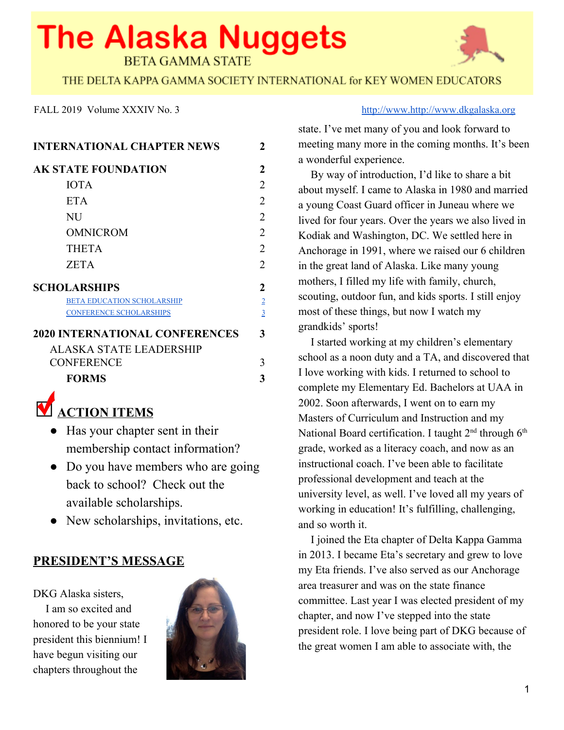# The Alaska Nuggets

BETA GAMMA STATE

THE DELTA KAPPA GAMMA SOCIETY INTERNATIONAL for KEY WOMEN EDUCATORS

FALL 2019 Volume XXXIV No. 3

http://www.http://www.dkgalaska.org

| | |
|---|---|
| **INTERNATIONAL CHAPTER NEWS** | **2** |
| **AK STATE FOUNDATION** | **2** |
| IOTA | 2 |
| ETA | 2 |
| NU | 2 |
| OMNICROM | 2 |
| THETA | 2 |
| ZETA | 2 |
| **SCHOLARSHIPS** | **2** |
| BETA EDUCATION SCHOLARSHIP | 2 |
| CONFERENCE SCHOLARSHIPS | 3 |
| **2020 INTERNATIONAL CONFERENCES** | **3** |
| ALASKA STATE LEADERSHIP CONFERENCE | 3 |
| **FORMS** | **3** |

## ☑ ACTION ITEMS

- Has your chapter sent in their membership contact information?
- Do you have members who are going back to school? Check out the available scholarships.
- New scholarships, invitations, etc.

## PRESIDENT'S MESSAGE

DKG Alaska sisters,

I am so excited and honored to be your state president this biennium! I have begun visiting our chapters throughout the state. I've met many of you and look forward to meeting many more in the coming months. It's been a wonderful experience.

By way of introduction, I'd like to share a bit about myself. I came to Alaska in 1980 and married a young Coast Guard officer in Juneau where we lived for four years. Over the years we also lived in Kodiak and Washington, DC. We settled here in Anchorage in 1991, where we raised our 6 children in the great land of Alaska. Like many young mothers, I filled my life with family, church, scouting, outdoor fun, and kids sports. I still enjoy most of these things, but now I watch my grandkids' sports!

I started working at my children's elementary school as a noon duty and a TA, and discovered that I love working with kids. I returned to school to complete my Elementary Ed. Bachelors at UAA in 2002. Soon afterwards, I went on to earn my Masters of Curriculum and Instruction and my National Board certification. I taught 2nd through 6th grade, worked as a literacy coach, and now as an instructional coach. I've been able to facilitate professional development and teach at the university level, as well. I've loved all my years of working in education! It's fulfilling, challenging, and so worth it.

I joined the Eta chapter of Delta Kappa Gamma in 2013. I became Eta's secretary and grew to love my Eta friends. I've also served as our Anchorage area treasurer and was on the state finance committee. Last year I was elected president of my chapter, and now I've stepped into the state president role. I love being part of DKG because of the great women I am able to associate with, the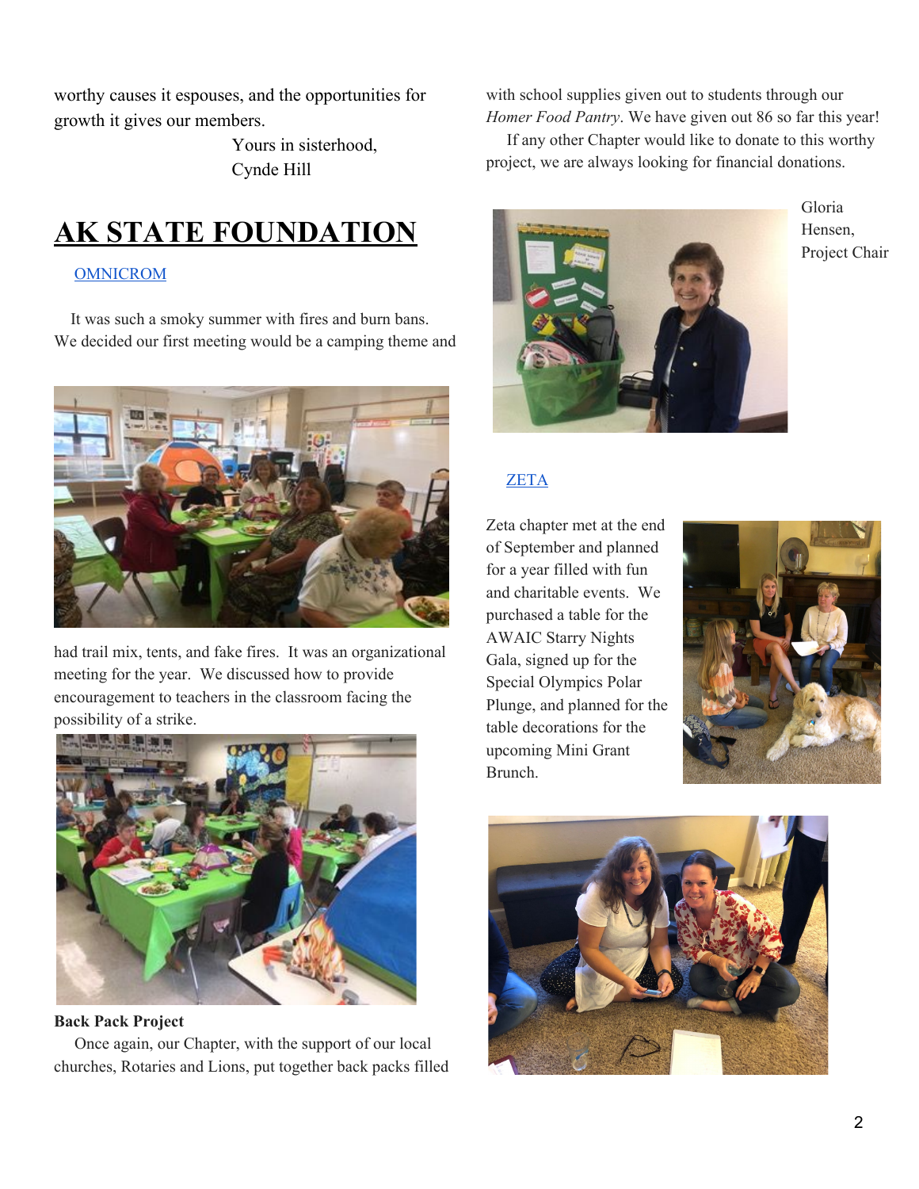worthy causes it espouses, and the opportunities for growth it gives our members.

Yours in sisterhood,
Cynde Hill

# AK STATE FOUNDATION

OMNICROM

It was such a smoky summer with fires and burn bans. We decided our first meeting would be a camping theme and had trail mix, tents, and fake fires. It was an organizational meeting for the year. We discussed how to provide encouragement to teachers in the classroom facing the possibility of a strike.

**Back Pack Project**

Once again, our Chapter, with the support of our local churches, Rotaries and Lions, put together back packs filled with school supplies given out to students through our *Homer Food Pantry*. We have given out 86 so far this year!

If any other Chapter would like to donate to this worthy project, we are always looking for financial donations.

Gloria Hensen,
Project Chair

ZETA

Zeta chapter met at the end of September and planned for a year filled with fun and charitable events. We purchased a table for the AWAIC Starry Nights Gala, signed up for the Special Olympics Polar Plunge, and planned for the table decorations for the upcoming Mini Grant Brunch.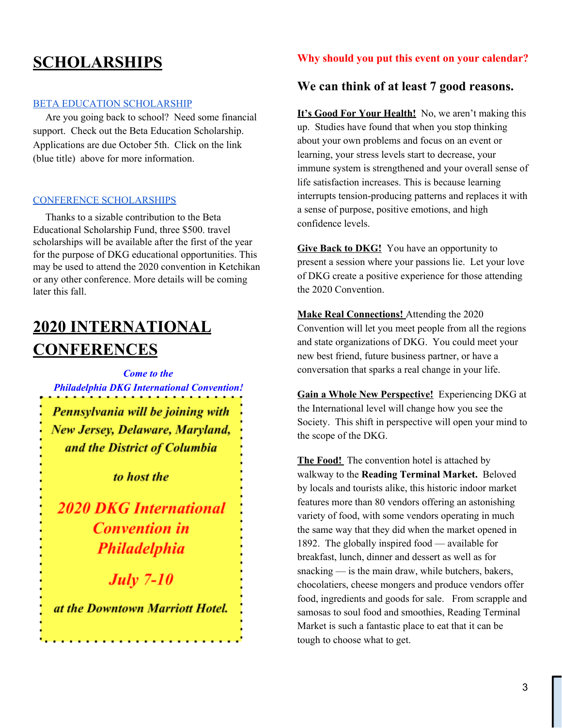# SCHOLARSHIPS

BETA EDUCATION SCHOLARSHIP

Are you going back to school? Need some financial support. Check out the Beta Education Scholarship. Applications are due October 5th. Click on the link (blue title) above for more information.

CONFERENCE SCHOLARSHIPS

Thanks to a sizable contribution to the Beta Educational Scholarship Fund, three $500. travel scholarships will be available after the first of the year for the purpose of DKG educational opportunities. This may be used to attend the 2020 convention in Ketchikan or any other conference. More details will be coming later this fall.

# 2020 INTERNATIONAL CONFERENCES

***Come to the Philadelphia DKG International Convention!***

***Pennsylvania will be joining with New Jersey, Delaware, Maryland, and the District of Columbia***

***to host the***

***2020 DKG International Convention in Philadelphia***

***July 7-10***

***at the Downtown Marriott Hotel.***

**Why should you put this event on your calendar?**

**We can think of at least 7 good reasons.**

**It's Good For Your Health!** No, we aren't making this up. Studies have found that when you stop thinking about your own problems and focus on an event or learning, your stress levels start to decrease, your immune system is strengthened and your overall sense of life satisfaction increases. This is because learning interrupts tension-producing patterns and replaces it with a sense of purpose, positive emotions, and high confidence levels.

**Give Back to DKG!** You have an opportunity to present a session where your passions lie. Let your love of DKG create a positive experience for those attending the 2020 Convention.

**Make Real Connections!** Attending the 2020 Convention will let you meet people from all the regions and state organizations of DKG. You could meet your new best friend, future business partner, or have a conversation that sparks a real change in your life.

**Gain a Whole New Perspective!** Experiencing DKG at the International level will change how you see the Society. This shift in perspective will open your mind to the scope of the DKG.

**The Food!** The convention hotel is attached by walkway to the **Reading Terminal Market.** Beloved by locals and tourists alike, this historic indoor market features more than 80 vendors offering an astonishing variety of food, with some vendors operating in much the same way that they did when the market opened in 1892. The globally inspired food — available for breakfast, lunch, dinner and dessert as well as for snacking — is the main draw, while butchers, bakers, chocolatiers, cheese mongers and produce vendors offer food, ingredients and goods for sale. From scrapple and samosas to soul food and smoothies, Reading Terminal Market is such a fantastic place to eat that it can be tough to choose what to get.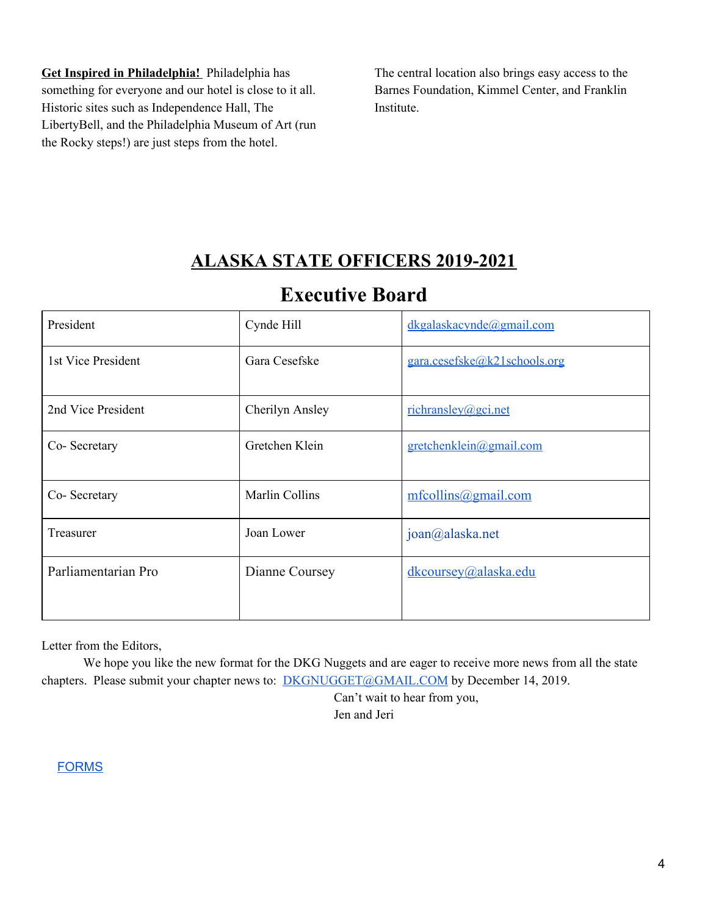**Get Inspired in Philadelphia!** Philadelphia has something for everyone and our hotel is close to it all. Historic sites such as Independence Hall, The LibertyBell, and the Philadelphia Museum of Art (run the Rocky steps!) are just steps from the hotel.

The central location also brings easy access to the Barnes Foundation, Kimmel Center, and Franklin Institute.

# ALASKA STATE OFFICERS 2019-2021

## Executive Board

| | | |
|---|---|---|
| President | Cynde Hill | dkgalaskacynde@gmail.com |
| 1st Vice President | Gara Cesefske | gara.cesefske@k21schools.org |
| 2nd Vice President | Cherilyn Ansley | richransley@gci.net |
| Co- Secretary | Gretchen Klein | gretchenklein@gmail.com |
| Co- Secretary | Marlin Collins | mfcollins@gmail.com |
| Treasurer | Joan Lower | joan@alaska.net |
| Parliamentarian Pro | Dianne Coursey | dkcoursey@alaska.edu |

Letter from the Editors,

We hope you like the new format for the DKG Nuggets and are eager to receive more news from all the state chapters. Please submit your chapter news to: DKGNUGGET@GMAIL.COM by December 14, 2019.

Can't wait to hear from you,
Jen and Jeri

FORMS